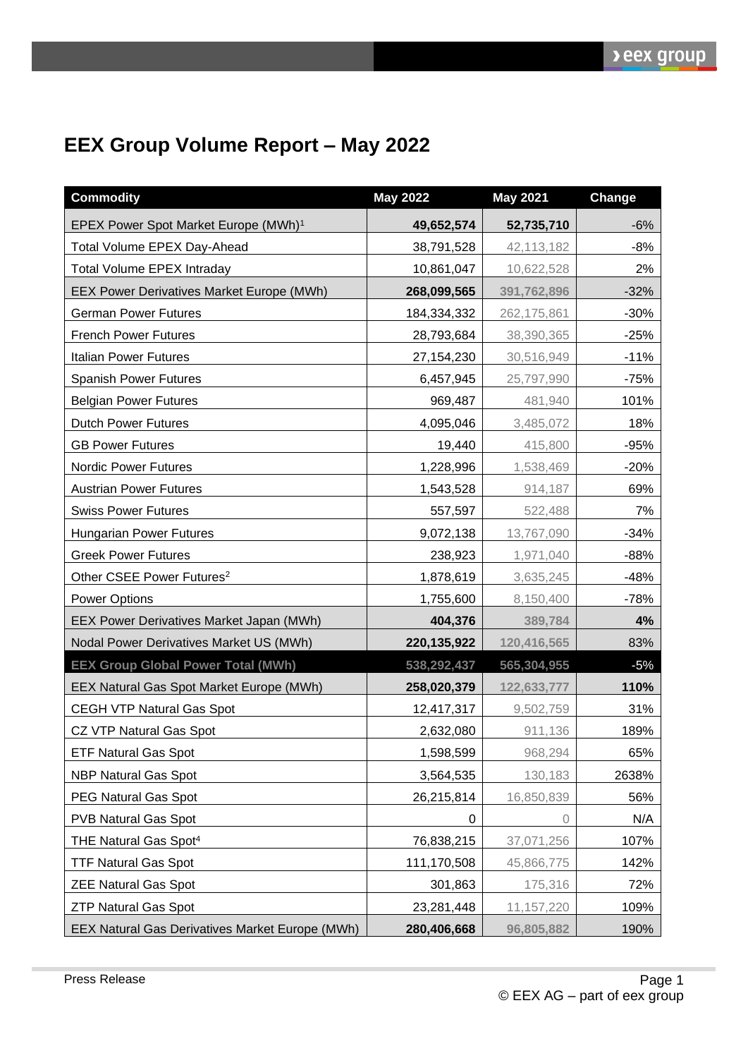# EEX Group Volume Report – May 2022

| Commodity | May 2022 | May 2021 | Change |
|---|---|---|---|
| EPEX Power Spot Market Europe (MWh)[1] | **49,652,574** | **52,735,710** | -6% |
| Total Volume EPEX Day-Ahead | 38,791,528 | 42,113,182 | -8% |
| Total Volume EPEX Intraday | 10,861,047 | 10,622,528 | 2% |
| EEX Power Derivatives Market Europe (MWh) | **268,099,565** | **391,762,896** | -32% |
| German Power Futures | 184,334,332 | 262,175,861 | -30% |
| French Power Futures | 28,793,684 | 38,390,365 | -25% |
| Italian Power Futures | 27,154,230 | 30,516,949 | -11% |
| Spanish Power Futures | 6,457,945 | 25,797,990 | -75% |
| Belgian Power Futures | 969,487 | 481,940 | 101% |
| Dutch Power Futures | 4,095,046 | 3,485,072 | 18% |
| GB Power Futures | 19,440 | 415,800 | -95% |
| Nordic Power Futures | 1,228,996 | 1,538,469 | -20% |
| Austrian Power Futures | 1,543,528 | 914,187 | 69% |
| Swiss Power Futures | 557,597 | 522,488 | 7% |
| Hungarian Power Futures | 9,072,138 | 13,767,090 | -34% |
| Greek Power Futures | 238,923 | 1,971,040 | -88% |
| Other CSEE Power Futures[2] | 1,878,619 | 3,635,245 | -48% |
| Power Options | 1,755,600 | 8,150,400 | -78% |
| EEX Power Derivatives Market Japan (MWh) | **404,376** | **389,784** | **4%** |
| Nodal Power Derivatives Market US (MWh) | **220,135,922** | **120,416,565** | 83% |
| **EEX Group Global Power Total (MWh)** | **538,292,437** | **565,304,955** | -5% |
| EEX Natural Gas Spot Market Europe (MWh) | **258,020,379** | **122,633,777** | **110%** |
| CEGH VTP Natural Gas Spot | 12,417,317 | 9,502,759 | 31% |
| CZ VTP Natural Gas Spot | 2,632,080 | 911,136 | 189% |
| ETF Natural Gas Spot | 1,598,599 | 968,294 | 65% |
| NBP Natural Gas Spot | 3,564,535 | 130,183 | 2638% |
| PEG Natural Gas Spot | 26,215,814 | 16,850,839 | 56% |
| PVB Natural Gas Spot | 0 | 0 | N/A |
| THE Natural Gas Spot[4] | 76,838,215 | 37,071,256 | 107% |
| TTF Natural Gas Spot | 111,170,508 | 45,866,775 | 142% |
| ZEE Natural Gas Spot | 301,863 | 175,316 | 72% |
| ZTP Natural Gas Spot | 23,281,448 | 11,157,220 | 109% |
| EEX Natural Gas Derivatives Market Europe (MWh) | **280,406,668** | **96,805,882** | 190% |

Press Release

© EEX AG – part of eex group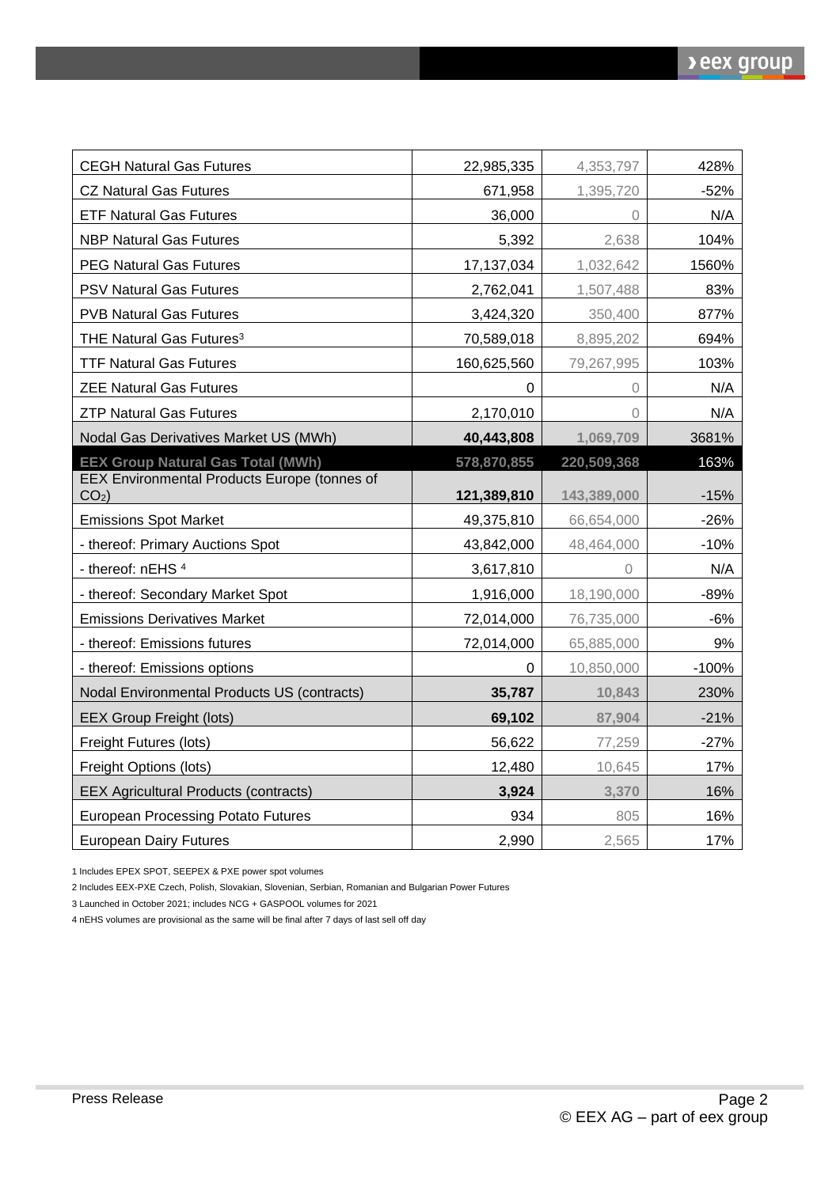| | | | |
|---|---|---|---|
| CEGH Natural Gas Futures | 22,985,335 | 4,353,797 | 428% |
| CZ Natural Gas Futures | 671,958 | 1,395,720 | -52% |
| ETF Natural Gas Futures | 36,000 | 0 | N/A |
| NBP Natural Gas Futures | 5,392 | 2,638 | 104% |
| PEG Natural Gas Futures | 17,137,034 | 1,032,642 | 1560% |
| PSV Natural Gas Futures | 2,762,041 | 1,507,488 | 83% |
| PVB Natural Gas Futures | 3,424,320 | 350,400 | 877% |
| THE Natural Gas Futures[3] | 70,589,018 | 8,895,202 | 694% |
| TTF Natural Gas Futures | 160,625,560 | 79,267,995 | 103% |
| ZEE Natural Gas Futures | 0 | 0 | N/A |
| ZTP Natural Gas Futures | 2,170,010 | 0 | N/A |
| Nodal Gas Derivatives Market US (MWh) | **40,443,808** | **1,069,709** | 3681% |
| **EEX Group Natural Gas Total (MWh)** | **578,870,855** | **220,509,368** | 163% |
| EEX Environmental Products Europe (tonnes of $CO_2$) | **121,389,810** | **143,389,000** | -15% |
| Emissions Spot Market | 49,375,810 | 66,654,000 | -26% |
| - thereof: Primary Auctions Spot | 43,842,000 | 48,464,000 | -10% |
| - thereof: nEHS [4] | 3,617,810 | 0 | N/A |
| - thereof: Secondary Market Spot | 1,916,000 | 18,190,000 | -89% |
| Emissions Derivatives Market | 72,014,000 | 76,735,000 | -6% |
| - thereof: Emissions futures | 72,014,000 | 65,885,000 | 9% |
| - thereof: Emissions options | 0 | 10,850,000 | -100% |
| Nodal Environmental Products US (contracts) | **35,787** | **10,843** | 230% |
| EEX Group Freight (lots) | **69,102** | **87,904** | -21% |
| Freight Futures (lots) | 56,622 | 77,259 | -27% |
| Freight Options (lots) | 12,480 | 10,645 | 17% |
| EEX Agricultural Products (contracts) | **3,924** | **3,370** | 16% |
| European Processing Potato Futures | 934 | 805 | 16% |
| European Dairy Futures | 2,990 | 2,565 | 17% |

1 Includes EPEX SPOT, SEEPEX & PXE power spot volumes

2 Includes EEX-PXE Czech, Polish, Slovakian, Slovenian, Serbian, Romanian and Bulgarian Power Futures

3 Launched in October 2021; includes NCG + GASPOOL volumes for 2021

4 nEHS volumes are provisional as the same will be final after 7 days of last sell off day